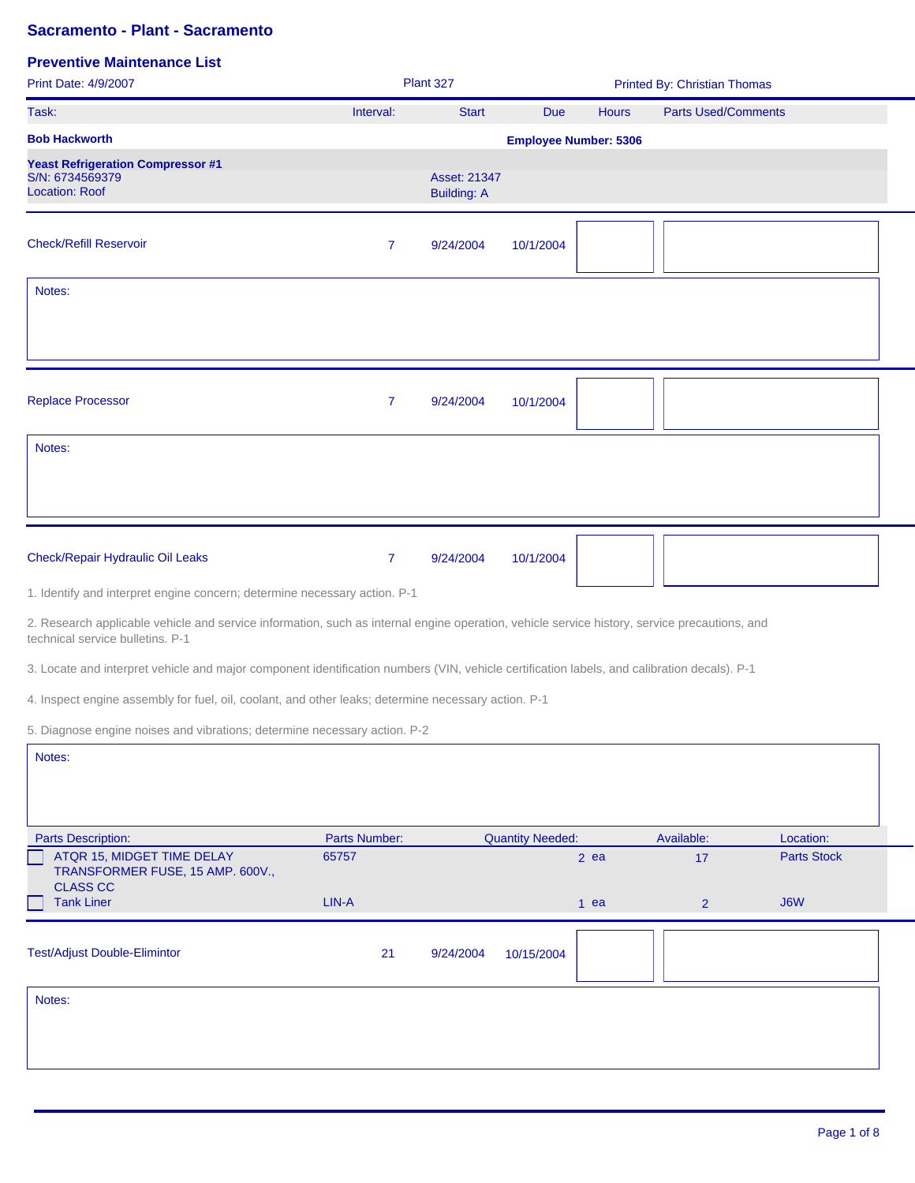# Sacramento - Plant - Sacramento

## Preventive Maintenance List

Print Date: 4/9/2007 | Plant 327 | Printed By: Christian Thomas

| Task: | Interval: | Start | Due | Hours | Parts Used/Comments |
|---|---|---|---|---|---|

**Bob Hackworth** — **Employee Number: 5306**

**Yeast Refrigeration Compressor #1**
S/N: 6734569379 — Asset: 21347
Location: Roof — Building: A

| Task | Interval | Start | Due | Hours | Parts Used/Comments |
|---|---|---|---|---|---|
| Check/Refill Reservoir | 7 | 9/24/2004 | 10/1/2004 | | |

Notes:

| Task | Interval | Start | Due | Hours | Parts Used/Comments |
|---|---|---|---|---|---|
| Replace Processor | 7 | 9/24/2004 | 10/1/2004 | | |

Notes:

| Task | Interval | Start | Due | Hours | Parts Used/Comments |
|---|---|---|---|---|---|
| Check/Repair Hydraulic Oil Leaks | 7 | 9/24/2004 | 10/1/2004 | | |

1. Identify and interpret engine concern; determine necessary action. P-1

2. Research applicable vehicle and service information, such as internal engine operation, vehicle service history, service precautions, and technical service bulletins. P-1

3. Locate and interpret vehicle and major component identification numbers (VIN, vehicle certification labels, and calibration decals). P-1

4. Inspect engine assembly for fuel, oil, coolant, and other leaks; determine necessary action. P-1

5. Diagnose engine noises and vibrations; determine necessary action. P-2

Notes:

| Parts Description: | Parts Number: | Quantity Needed: | Available: | Location: |
|---|---|---|---|---|
| ☐ ATQR 15, MIDGET TIME DELAY TRANSFORMER FUSE, 15 AMP. 600V., CLASS CC | 65757 | 2 ea | 17 | Parts Stock |
| ☐ Tank Liner | LIN-A | 1 ea | 2 | J6W |

| Task | Interval | Start | Due | Hours | Parts Used/Comments |
|---|---|---|---|---|---|
| Test/Adjust Double-Elimintor | 21 | 9/24/2004 | 10/15/2004 | | |

Notes: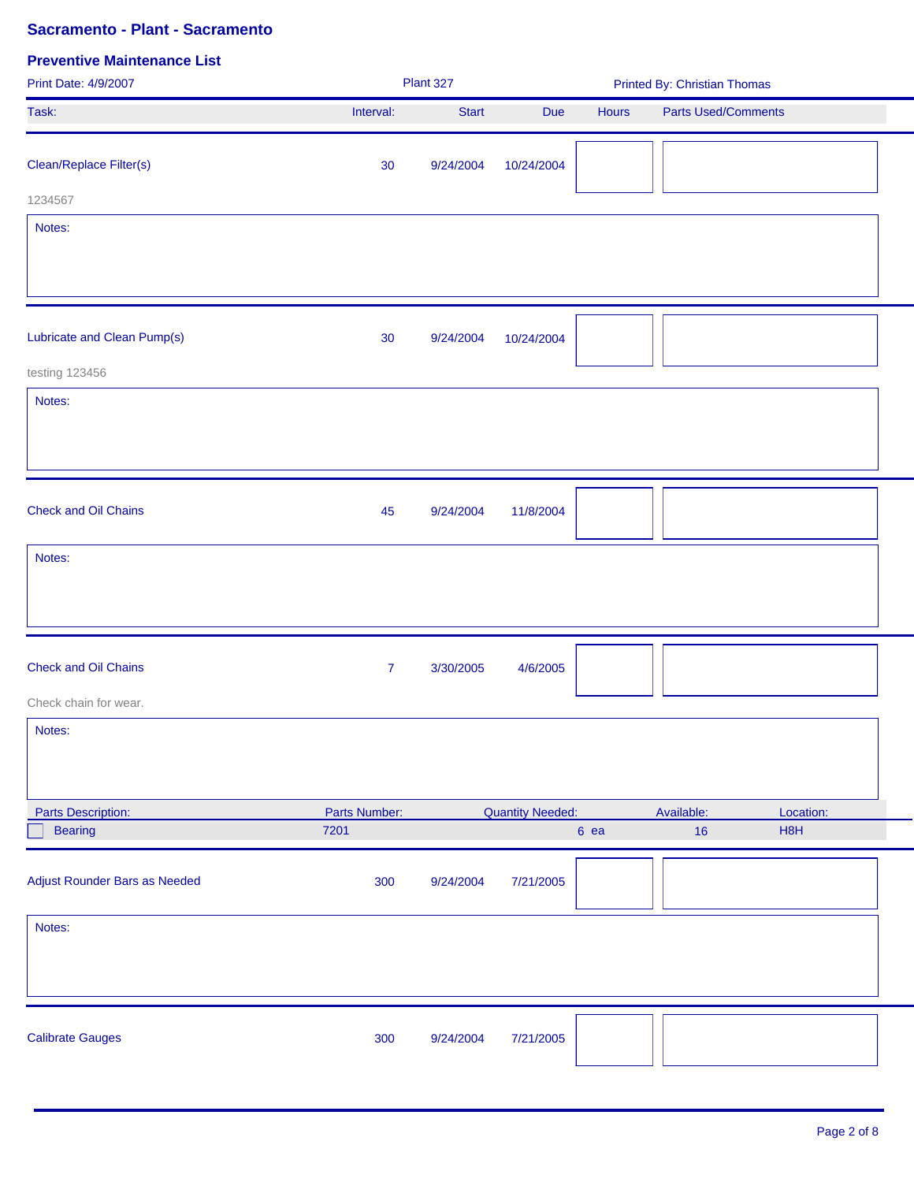# Sacramento - Plant - Sacramento

## Preventive Maintenance List

Print Date: 4/9/2007 | Plant 327 | Printed By: Christian Thomas

| Task: | Interval: | Start | Due | Hours | Parts Used/Comments |
|---|---|---|---|---|---|
| Clean/Replace Filter(s) | 30 | 9/24/2004 | 10/24/2004 | | |

1234567

Notes:

| Task: | Interval: | Start | Due | Hours | Parts Used/Comments |
|---|---|---|---|---|---|
| Lubricate and Clean Pump(s) | 30 | 9/24/2004 | 10/24/2004 | | |

testing 123456

Notes:

| Task: | Interval: | Start | Due | Hours | Parts Used/Comments |
|---|---|---|---|---|---|
| Check and Oil Chains | 45 | 9/24/2004 | 11/8/2004 | | |

Notes:

| Task: | Interval: | Start | Due | Hours | Parts Used/Comments |
|---|---|---|---|---|---|
| Check and Oil Chains | 7 | 3/30/2005 | 4/6/2005 | | |

Check chain for wear.

Notes:

| Parts Description: | Parts Number: | Quantity Needed: | Available: | Location: |
|---|---|---|---|---|
| ☐ Bearing | 7201 | 6 ea | 16 | H8H |

| Task: | Interval: | Start | Due | Hours | Parts Used/Comments |
|---|---|---|---|---|---|
| Adjust Rounder Bars as Needed | 300 | 9/24/2004 | 7/21/2005 | | |

Notes:

| Task: | Interval: | Start | Due | Hours | Parts Used/Comments |
|---|---|---|---|---|---|
| Calibrate Gauges | 300 | 9/24/2004 | 7/21/2005 | | |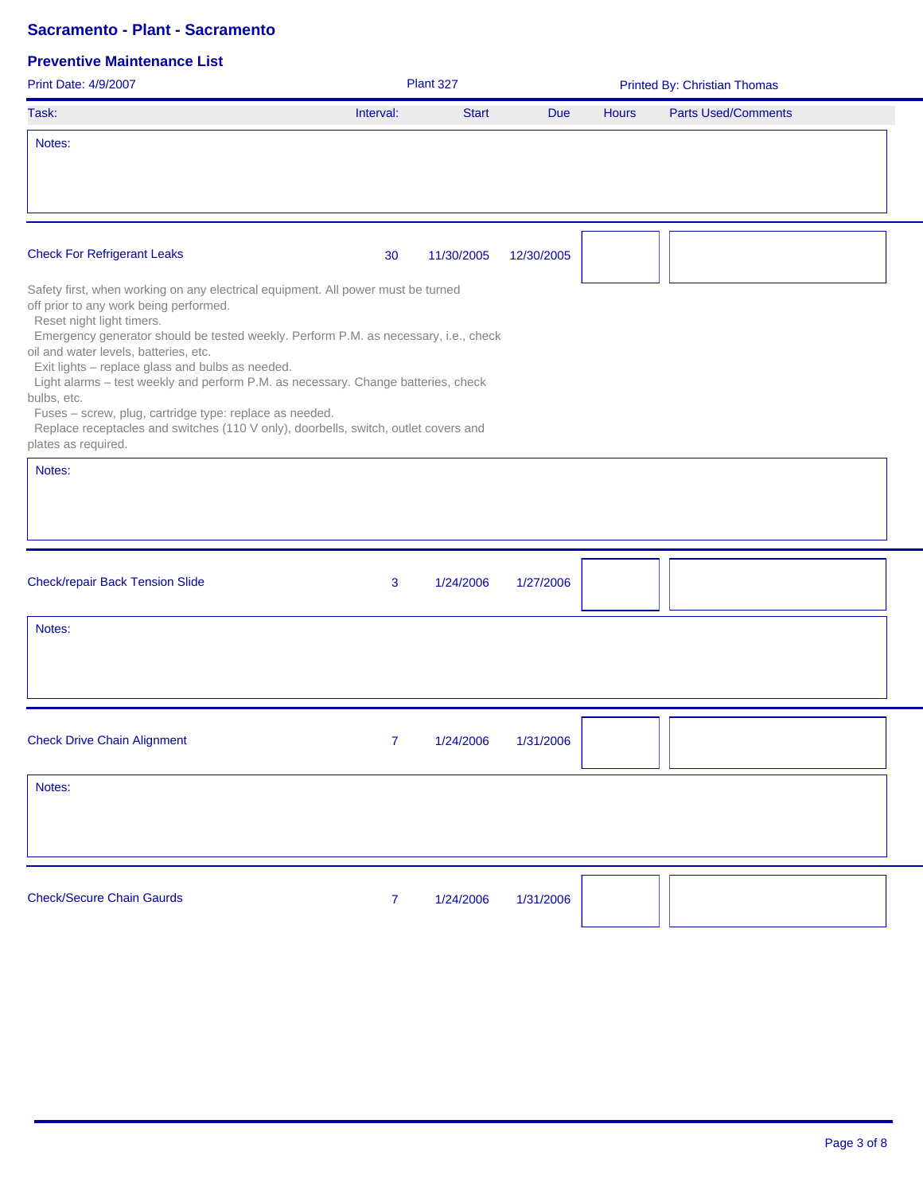## Sacramento - Plant - Sacramento

### Preventive Maintenance List

Print Date: 4/9/2007 | Plant 327 | Printed By: Christian Thomas

| Task: | Interval: | Start | Due | Hours | Parts Used/Comments |
|---|---|---|---|---|---|

Notes:

---

| Task: | Interval: | Start | Due | Hours | Parts Used/Comments |
|---|---|---|---|---|---|
| Check For Refrigerant Leaks | 30 | 11/30/2005 | 12/30/2005 | | |

Safety first, when working on any electrical equipment. All power must be turned off prior to any work being performed.
Reset night light timers.
Emergency generator should be tested weekly. Perform P.M. as necessary, i.e., check oil and water levels, batteries, etc.
Exit lights – replace glass and bulbs as needed.
Light alarms – test weekly and perform P.M. as necessary. Change batteries, check bulbs, etc.
Fuses – screw, plug, cartridge type: replace as needed.
Replace receptacles and switches (110 V only), doorbells, switch, outlet covers and plates as required.

Notes:

---

| Task: | Interval: | Start | Due | Hours | Parts Used/Comments |
|---|---|---|---|---|---|
| Check/repair Back Tension Slide | 3 | 1/24/2006 | 1/27/2006 | | |

Notes:

---

| Task: | Interval: | Start | Due | Hours | Parts Used/Comments |
|---|---|---|---|---|---|
| Check Drive Chain Alignment | 7 | 1/24/2006 | 1/31/2006 | | |

Notes:

---

| Task: | Interval: | Start | Due | Hours | Parts Used/Comments |
|---|---|---|---|---|---|
| Check/Secure Chain Gaurds | 7 | 1/24/2006 | 1/31/2006 | | |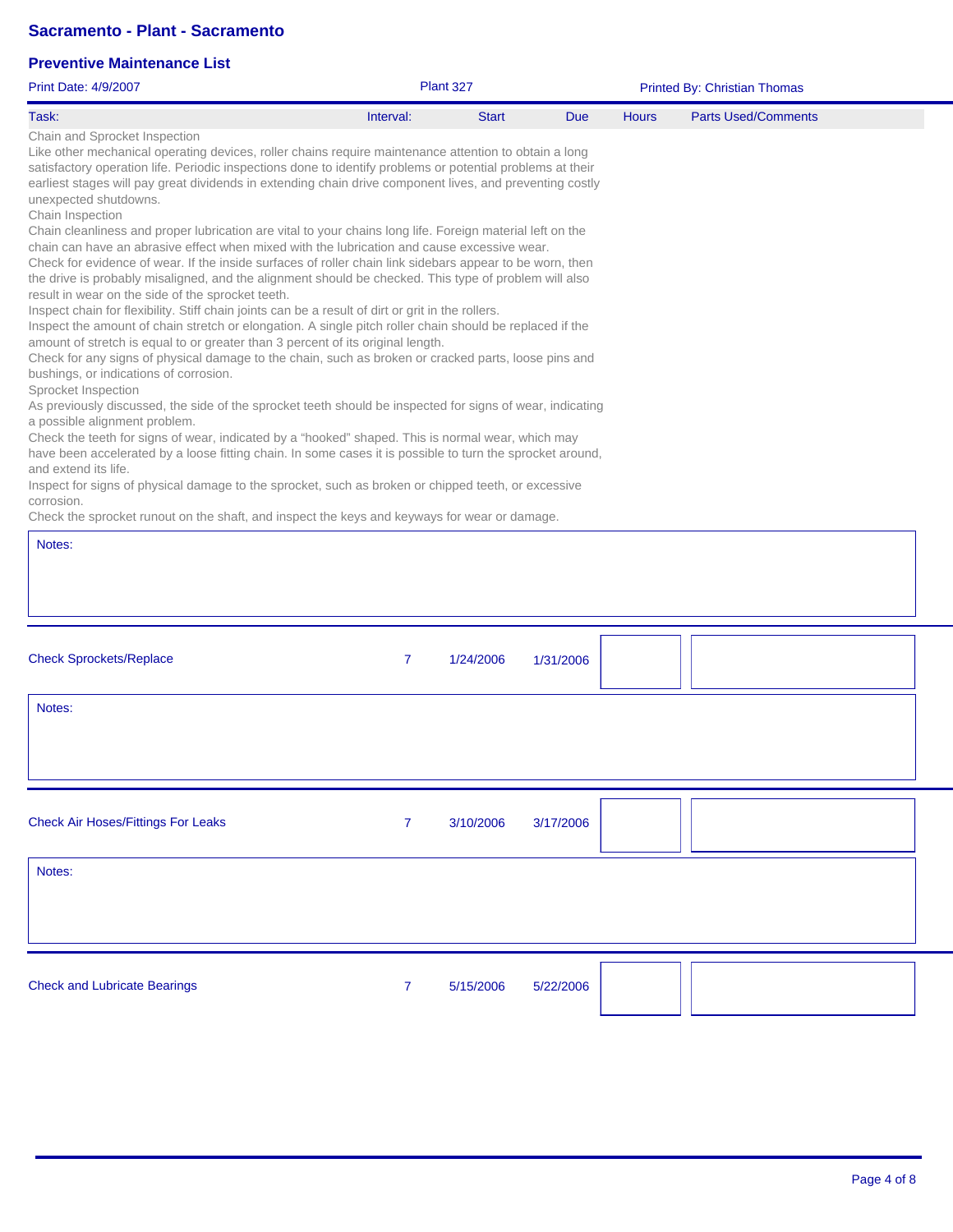# Sacramento - Plant - Sacramento

## Preventive Maintenance List

Print Date: 4/9/2007 | Plant 327 | Printed By: Christian Thomas

| Task: | Interval: | Start | Due | Hours | Parts Used/Comments |
|---|---|---|---|---|---|

Chain and Sprocket Inspection

Like other mechanical operating devices, roller chains require maintenance attention to obtain a long satisfactory operation life. Periodic inspections done to identify problems or potential problems at their earliest stages will pay great dividends in extending chain drive component lives, and preventing costly unexpected shutdowns.

Chain Inspection

Chain cleanliness and proper lubrication are vital to your chains long life. Foreign material left on the chain can have an abrasive effect when mixed with the lubrication and cause excessive wear.

Check for evidence of wear. If the inside surfaces of roller chain link sidebars appear to be worn, then the drive is probably misaligned, and the alignment should be checked. This type of problem will also result in wear on the side of the sprocket teeth.

Inspect chain for flexibility. Stiff chain joints can be a result of dirt or grit in the rollers.

Inspect the amount of chain stretch or elongation. A single pitch roller chain should be replaced if the amount of stretch is equal to or greater than 3 percent of its original length.

Check for any signs of physical damage to the chain, such as broken or cracked parts, loose pins and bushings, or indications of corrosion.

Sprocket Inspection

As previously discussed, the side of the sprocket teeth should be inspected for signs of wear, indicating a possible alignment problem.

Check the teeth for signs of wear, indicated by a “hooked” shaped. This is normal wear, which may have been accelerated by a loose fitting chain. In some cases it is possible to turn the sprocket around, and extend its life.

Inspect for signs of physical damage to the sprocket, such as broken or chipped teeth, or excessive corrosion.

Check the sprocket runout on the shaft, and inspect the keys and keyways for wear or damage.

Notes:

---

| Task | Interval | Start | Due | Hours | Parts Used/Comments |
|---|---|---|---|---|---|
| Check Sprockets/Replace | 7 | 1/24/2006 | 1/31/2006 | | |

Notes:

---

| Task | Interval | Start | Due | Hours | Parts Used/Comments |
|---|---|---|---|---|---|
| Check Air Hoses/Fittings For Leaks | 7 | 3/10/2006 | 3/17/2006 | | |

Notes:

---

| Task | Interval | Start | Due | Hours | Parts Used/Comments |
|---|---|---|---|---|---|
| Check and Lubricate Bearings | 7 | 5/15/2006 | 5/22/2006 | | |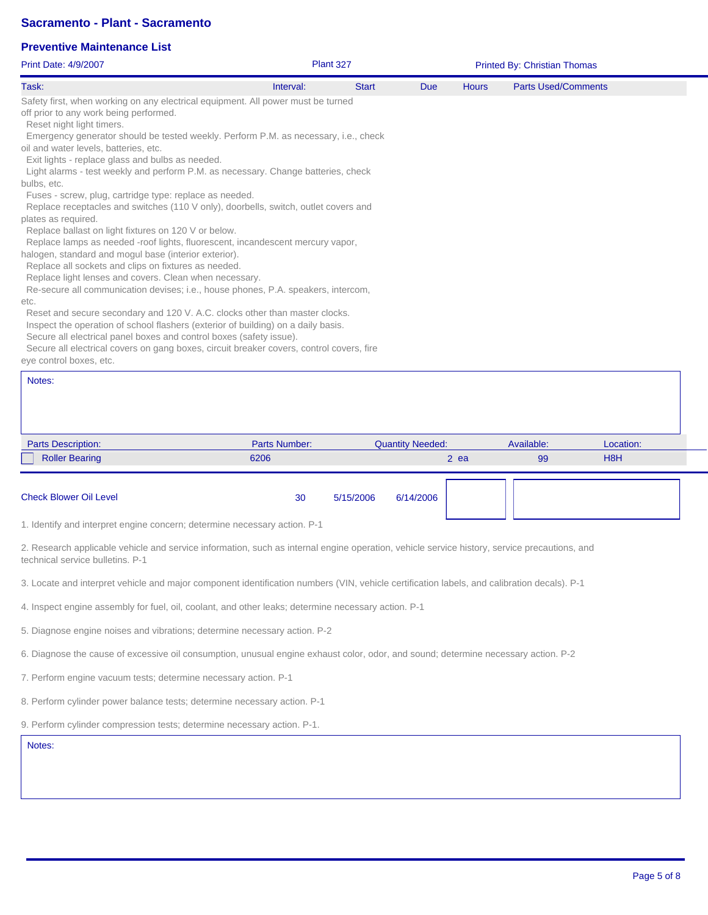# Sacramento - Plant - Sacramento

## Preventive Maintenance List

Print Date: 4/9/2007 | Plant 327 | Printed By: Christian Thomas

| Task: | Interval: | Start | Due | Hours | Parts Used/Comments |
|---|---|---|---|---|---|

Safety first, when working on any electrical equipment. All power must be turned off prior to any work being performed.
Reset night light timers.
Emergency generator should be tested weekly. Perform P.M. as necessary, i.e., check oil and water levels, batteries, etc.
Exit lights - replace glass and bulbs as needed.
Light alarms - test weekly and perform P.M. as necessary. Change batteries, check bulbs, etc.
Fuses - screw, plug, cartridge type: replace as needed.
Replace receptacles and switches (110 V only), doorbells, switch, outlet covers and plates as required.
Replace ballast on light fixtures on 120 V or below.
Replace lamps as needed -roof lights, fluorescent, incandescent mercury vapor, halogen, standard and mogul base (interior exterior).
Replace all sockets and clips on fixtures as needed.
Replace light lenses and covers. Clean when necessary.
Re-secure all communication devises; i.e., house phones, P.A. speakers, intercom, etc.
Reset and secure secondary and 120 V. A.C. clocks other than master clocks.
Inspect the operation of school flashers (exterior of building) on a daily basis.
Secure all electrical panel boxes and control boxes (safety issue).
Secure all electrical covers on gang boxes, circuit breaker covers, control covers, fire eye control boxes, etc.

Notes:

| Parts Description: | Parts Number: | Quantity Needed: | Available: | Location: |
|---|---|---|---|---|
| ☐ Roller Bearing | 6206 | 2 ea | 99 | H8H |

| Task | Interval | Start | Due | Hours | Parts Used/Comments |
|---|---|---|---|---|---|
| Check Blower Oil Level | 30 | 5/15/2006 | 6/14/2006 | | |

1. Identify and interpret engine concern; determine necessary action. P-1

2. Research applicable vehicle and service information, such as internal engine operation, vehicle service history, service precautions, and technical service bulletins. P-1

3. Locate and interpret vehicle and major component identification numbers (VIN, vehicle certification labels, and calibration decals). P-1

4. Inspect engine assembly for fuel, oil, coolant, and other leaks; determine necessary action. P-1

5. Diagnose engine noises and vibrations; determine necessary action. P-2

6. Diagnose the cause of excessive oil consumption, unusual engine exhaust color, odor, and sound; determine necessary action. P-2

7. Perform engine vacuum tests; determine necessary action. P-1

8. Perform cylinder power balance tests; determine necessary action. P-1

9. Perform cylinder compression tests; determine necessary action. P-1.

Notes: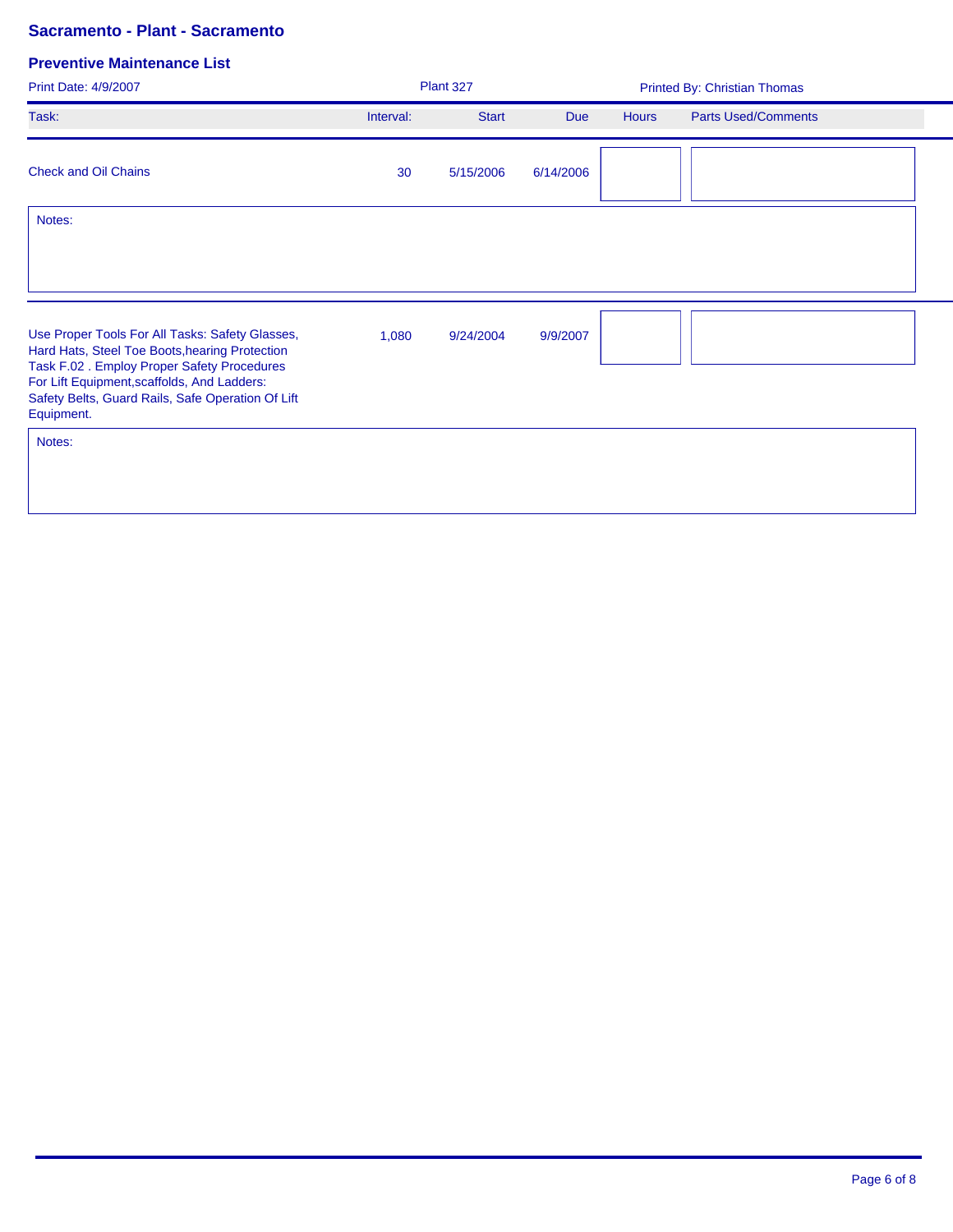# Sacramento - Plant - Sacramento

## Preventive Maintenance List

Print Date: 4/9/2007 | Plant 327 | Printed By: Christian Thomas

| Task: | Interval: | Start | Due | Hours | Parts Used/Comments |
|---|---|---|---|---|---|
| Check and Oil Chains | 30 | 5/15/2006 | 6/14/2006 | | |
| Notes: | | | | | |
| Use Proper Tools For All Tasks: Safety Glasses, Hard Hats, Steel Toe Boots,hearing Protection Task F.02 . Employ Proper Safety Procedures For Lift Equipment,scaffolds, And Ladders: Safety Belts, Guard Rails, Safe Operation Of Lift Equipment. | 1,080 | 9/24/2004 | 9/9/2007 | | |
| Notes: | | | | | |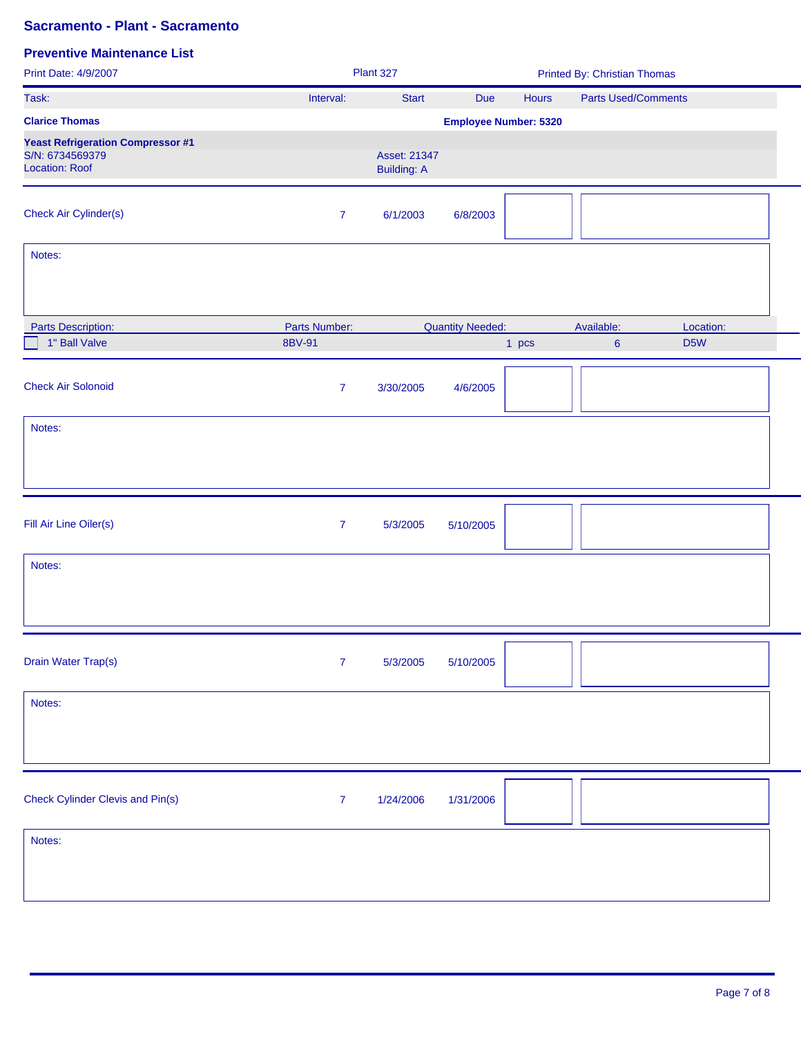## Sacramento - Plant - Sacramento

### Preventive Maintenance List

Print Date: 4/9/2007 | Plant 327 | Printed By: Christian Thomas

| Task: | Interval: | Start | Due | Hours | Parts Used/Comments |
|---|---|---|---|---|---|

**Clarice Thomas** **Employee Number: 5320**

**Yeast Refrigeration Compressor #1**
S/N: 6734569379
Location: Roof
Asset: 21347
Building: A

| Task | Interval | Start | Due | Hours | Parts Used/Comments |
|---|---|---|---|---|---|
| Check Air Cylinder(s) | 7 | 6/1/2003 | 6/8/2003 | | |

Notes:

| Parts Description: | Parts Number: | Quantity Needed: | Available: | Location: |
|---|---|---|---|---|
| ☐ 1" Ball Valve | 8BV-91 | 1 pcs | 6 | D5W |

| Task | Interval | Start | Due | Hours | Parts Used/Comments |
|---|---|---|---|---|---|
| Check Air Solonoid | 7 | 3/30/2005 | 4/6/2005 | | |

Notes:

| Task | Interval | Start | Due | Hours | Parts Used/Comments |
|---|---|---|---|---|---|
| Fill Air Line Oiler(s) | 7 | 5/3/2005 | 5/10/2005 | | |

Notes:

| Task | Interval | Start | Due | Hours | Parts Used/Comments |
|---|---|---|---|---|---|
| Drain Water Trap(s) | 7 | 5/3/2005 | 5/10/2005 | | |

Notes:

| Task | Interval | Start | Due | Hours | Parts Used/Comments |
|---|---|---|---|---|---|
| Check Cylinder Clevis and Pin(s) | 7 | 1/24/2006 | 1/31/2006 | | |

Notes: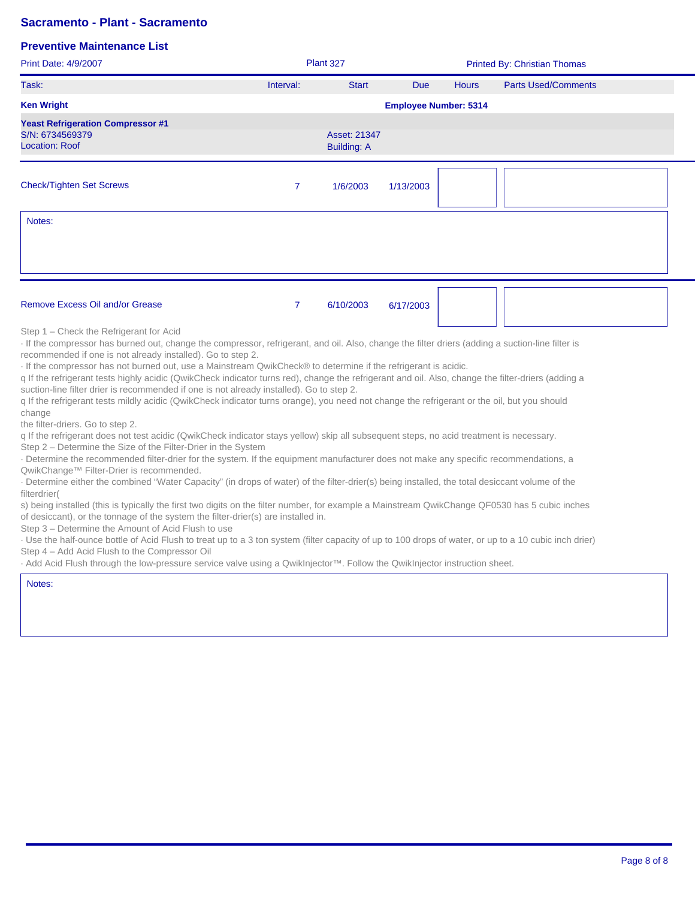## Sacramento - Plant - Sacramento

### Preventive Maintenance List

Print Date: 4/9/2007 | Plant 327 | Printed By: Christian Thomas

| Task: | Interval: | Start | Due | Hours | Parts Used/Comments |
|---|---|---|---|---|---|

**Ken Wright** — **Employee Number: 5314**

**Yeast Refrigeration Compressor #1**
S/N: 6734569379 — Asset: 21347
Location: Roof — Building: A

| Task | Interval | Start | Due | Hours | Parts Used/Comments |
|---|---|---|---|---|---|
| Check/Tighten Set Screws | 7 | 1/6/2003 | 1/13/2003 | | |

Notes:

| Task | Interval | Start | Due | Hours | Parts Used/Comments |
|---|---|---|---|---|---|
| Remove Excess Oil and/or Grease | 7 | 6/10/2003 | 6/17/2003 | | |

Step 1 – Check the Refrigerant for Acid

· If the compressor has burned out, change the compressor, refrigerant, and oil. Also, change the filter driers (adding a suction-line filter is recommended if one is not already installed). Go to step 2.

· If the compressor has not burned out, use a Mainstream QwikCheck® to determine if the refrigerant is acidic.

q If the refrigerant tests highly acidic (QwikCheck indicator turns red), change the refrigerant and oil. Also, change the filter-driers (adding a suction-line filter drier is recommended if one is not already installed). Go to step 2.

q If the refrigerant tests mildly acidic (QwikCheck indicator turns orange), you need not change the refrigerant or the oil, but you should change
the filter-driers. Go to step 2.

q If the refrigerant does not test acidic (QwikCheck indicator stays yellow) skip all subsequent steps, no acid treatment is necessary.

Step 2 – Determine the Size of the Filter-Drier in the System

· Determine the recommended filter-drier for the system. If the equipment manufacturer does not make any specific recommendations, a QwikChange™ Filter-Drier is recommended.

· Determine either the combined "Water Capacity" (in drops of water) of the filter-drier(s) being installed, the total desiccant volume of the filterdrier(
s) being installed (this is typically the first two digits on the filter number, for example a Mainstream QwikChange QF0530 has 5 cubic inches of desiccant), or the tonnage of the system the filter-drier(s) are installed in.

Step 3 – Determine the Amount of Acid Flush to use

· Use the half-ounce bottle of Acid Flush to treat up to a 3 ton system (filter capacity of up to 100 drops of water, or up to a 10 cubic inch drier)

Step 4 – Add Acid Flush to the Compressor Oil

· Add Acid Flush through the low-pressure service valve using a QwikInjector™. Follow the QwikInjector instruction sheet.

Notes: